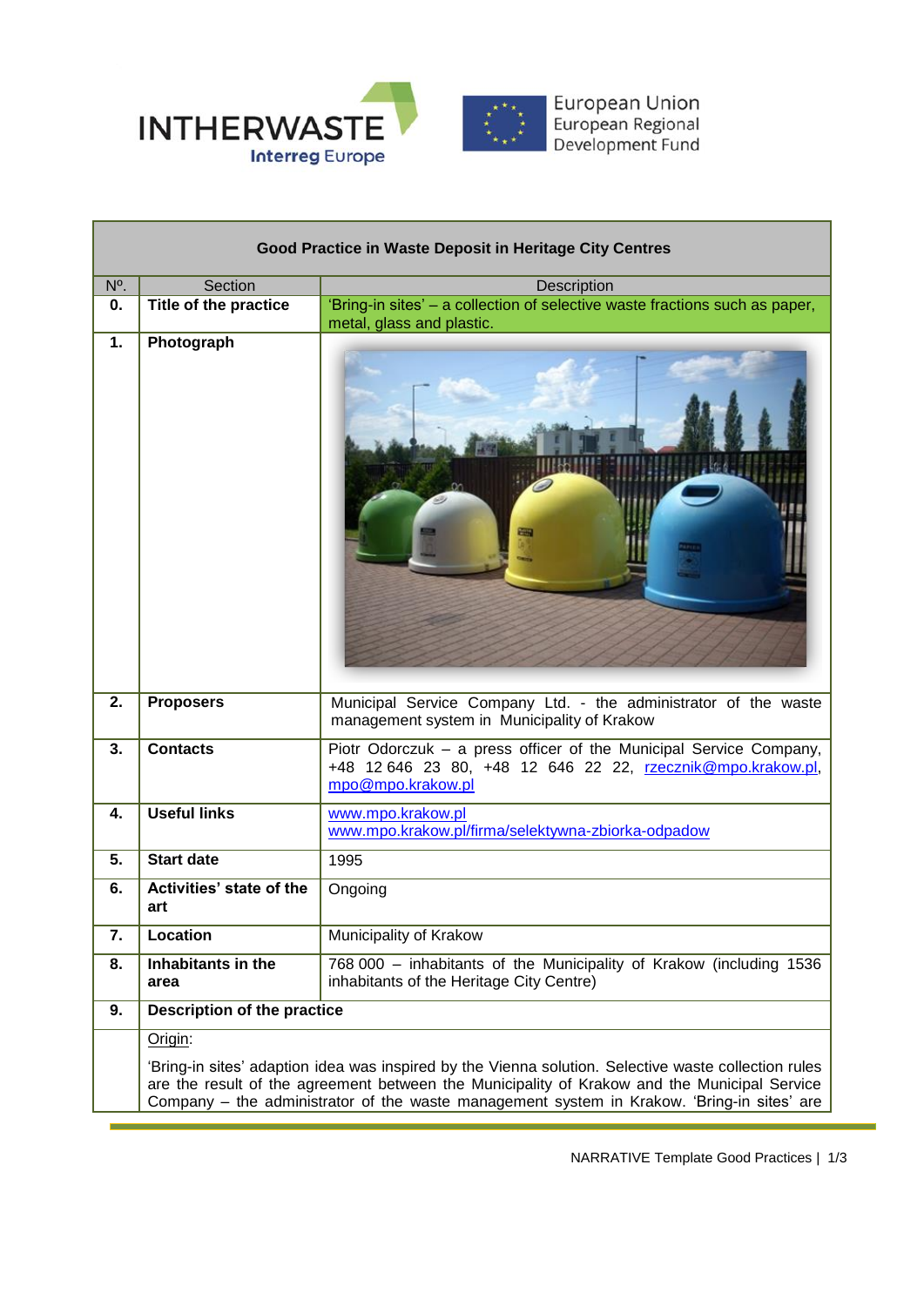INTHERWASTE
Interreg Europe

European Union
European Regional Development Fund

| Good Practice in Waste Deposit in Heritage City Centres | | |
|---|---|---|
| Nº. | Section | Description |
| **0.** | **Title of the practice** | 'Bring-in sites' – a collection of selective waste fractions such as paper, metal, glass and plastic. |
| **1.** | **Photograph** | |
| **2.** | **Proposers** | Municipal Service Company Ltd. - the administrator of the waste management system in Municipality of Krakow |
| **3.** | **Contacts** | Piotr Odorczuk – a press officer of the Municipal Service Company, +48 12 646 23 80, +48 12 646 22 22, rzecznik@mpo.krakow.pl, mpo@mpo.krakow.pl |
| **4.** | **Useful links** | www.mpo.krakow.pl<br>www.mpo.krakow.pl/firma/selektywna-zbiorka-odpadow |
| **5.** | **Start date** | 1995 |
| **6.** | **Activities' state of the art** | Ongoing |
| **7.** | **Location** | Municipality of Krakow |
| **8.** | **Inhabitants in the area** | 768 000 – inhabitants of the Municipality of Krakow (including 1536 inhabitants of the Heritage City Centre) |
| **9.** | **Description of the practice** | |

Origin:

'Bring-in sites' adaption idea was inspired by the Vienna solution. Selective waste collection rules are the result of the agreement between the Municipality of Krakow and the Municipal Service Company – the administrator of the waste management system in Krakow. 'Bring-in sites' are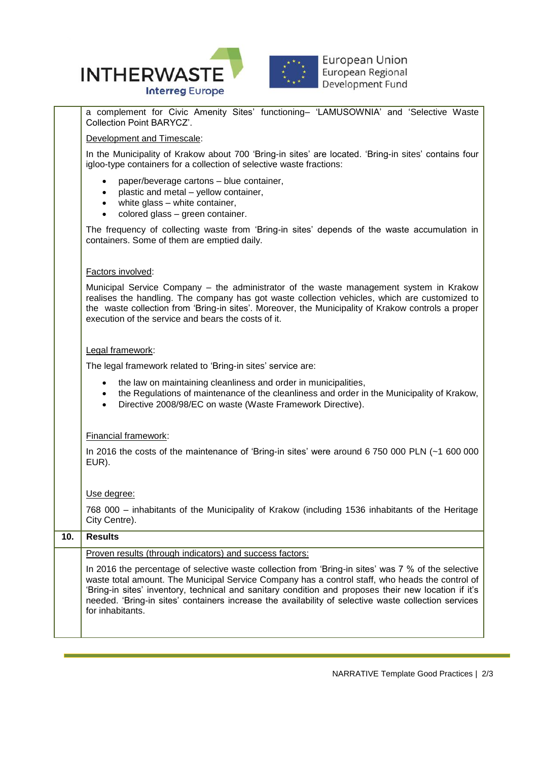a complement for Civic Amenity Sites' functioning– 'LAMUSOWNIA' and 'Selective Waste Collection Point BARYCZ'.

Development and Timescale:

In the Municipality of Krakow about 700 'Bring-in sites' are located. 'Bring-in sites' contains four igloo-type containers for a collection of selective waste fractions:

- paper/beverage cartons – blue container,
- plastic and metal – yellow container,
- white glass – white container,
- colored glass – green container.

The frequency of collecting waste from 'Bring-in sites' depends of the waste accumulation in containers. Some of them are emptied daily.

Factors involved:

Municipal Service Company – the administrator of the waste management system in Krakow realises the handling. The company has got waste collection vehicles, which are customized to the waste collection from 'Bring-in sites'. Moreover, the Municipality of Krakow controls a proper execution of the service and bears the costs of it.

Legal framework:

The legal framework related to 'Bring-in sites' service are:

- the law on maintaining cleanliness and order in municipalities,
- the Regulations of maintenance of the cleanliness and order in the Municipality of Krakow,
- Directive 2008/98/EC on waste (Waste Framework Directive).

Financial framework:

In 2016 the costs of the maintenance of 'Bring-in sites' were around 6 750 000 PLN (~1 600 000 EUR).

Use degree:

768 000 – inhabitants of the Municipality of Krakow (including 1536 inhabitants of the Heritage City Centre).

## 10. Results

Proven results (through indicators) and success factors:

In 2016 the percentage of selective waste collection from 'Bring-in sites' was 7 % of the selective waste total amount. The Municipal Service Company has a control staff, who heads the control of 'Bring-in sites' inventory, technical and sanitary condition and proposes their new location if it's needed. 'Bring-in sites' containers increase the availability of selective waste collection services for inhabitants.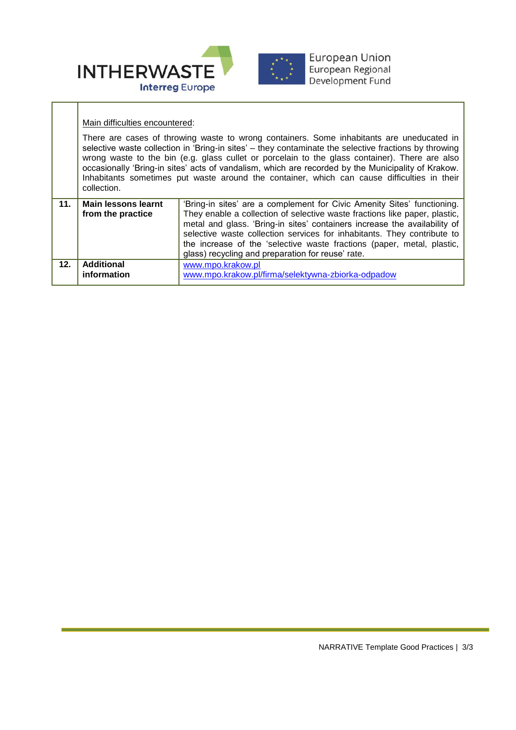| | | |
|---|---|---|
| | Main difficulties encountered:<br><br>There are cases of throwing waste to wrong containers. Some inhabitants are uneducated in selective waste collection in 'Bring-in sites' – they contaminate the selective fractions by throwing wrong waste to the bin (e.g. glass cullet or porcelain to the glass container). There are also occasionally 'Bring-in sites' acts of vandalism, which are recorded by the Municipality of Krakow. Inhabitants sometimes put waste around the container, which can cause difficulties in their collection. | |
| **11.** | **Main lessons learnt from the practice** | 'Bring-in sites' are a complement for Civic Amenity Sites' functioning. They enable a collection of selective waste fractions like paper, plastic, metal and glass. 'Bring-in sites' containers increase the availability of selective waste collection services for inhabitants. They contribute to the increase of the 'selective waste fractions (paper, metal, plastic, glass) recycling and preparation for reuse' rate. |
| **12.** | **Additional information** | www.mpo.krakow.pl<br>www.mpo.krakow.pl/firma/selektywna-zbiorka-odpadow |